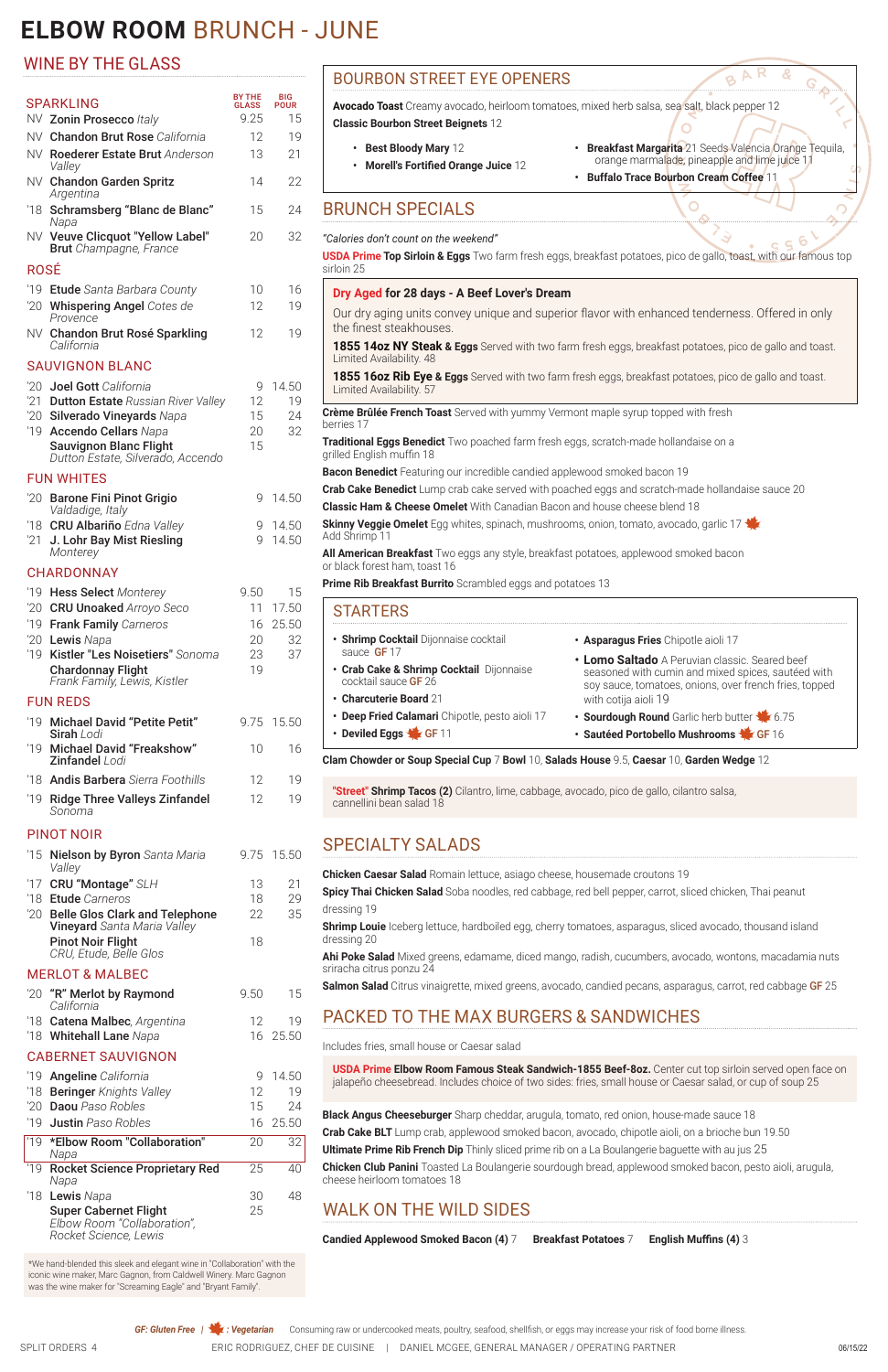# ELBOW ROOM BRUNCH - JUNE

## WINE BY THE GLASS

### SPARKLING

| | Wine | BY THE GLASS | BIG POUR |
|---|---|---|---|
| NV | **Zonin Prosecco** *Italy* | 9.25 | 15 |
| NV | **Chandon Brut Rose** *California* | 12 | 19 |
| NV | **Roederer Estate Brut** *Anderson Valley* | 13 | 21 |
| NV | **Chandon Garden Spritz** *Argentina* | 14 | 22 |
| '18 | **Schramsberg "Blanc de Blanc"** *Napa* | 15 | 24 |
| NV | **Veuve Clicquot "Yellow Label" Brut** *Champagne, France* | 20 | 32 |

### ROSÉ

| | Wine | BY THE GLASS | BIG POUR |
|---|---|---|---|
| '19 | **Etude** *Santa Barbara County* | 10 | 16 |
| '20 | **Whispering Angel** *Cotes de Provence* | 12 | 19 |
| NV | **Chandon Brut Rosé Sparkling** *California* | 12 | 19 |

### SAUVIGNON BLANC

| | Wine | BY THE GLASS | BIG POUR |
|---|---|---|---|
| '20 | **Joel Gott** *California* | 9 | 14.50 |
| '21 | **Dutton Estate** *Russian River Valley* | 12 | 19 |
| '20 | **Silverado Vineyards** *Napa* | 15 | 24 |
| '19 | **Accendo Cellars** *Napa* | 20 | 32 |
| | **Sauvignon Blanc Flight** *Dutton Estate, Silverado, Accendo* | 15 | |

### FUN WHITES

| | Wine | BY THE GLASS | BIG POUR |
|---|---|---|---|
| '20 | **Barone Fini Pinot Grigio** *Valdadige, Italy* | 9 | 14.50 |
| '18 | **CRU Albariño** *Edna Valley* | 9 | 14.50 |
| '21 | **J. Lohr Bay Mist Riesling** *Monterey* | 9 | 14.50 |

### CHARDONNAY

| | Wine | BY THE GLASS | BIG POUR |
|---|---|---|---|
| '19 | **Hess Select** *Monterey* | 9.50 | 15 |
| '20 | **CRU Unoaked** *Arroyo Seco* | 11 | 17.50 |
| '19 | **Frank Family** *Carneros* | 16 | 25.50 |
| '20 | **Lewis** *Napa* | 20 | 32 |
| '19 | **Kistler "Les Noiseteirs"** *Sonoma* | 23 | 37 |
| | **Chardonnay Flight** *Frank Family, Lewis, Kistler* | 19 | |

### FUN REDS

| | Wine | BY THE GLASS | BIG POUR |
|---|---|---|---|
| '19 | **Michael David "Petite Petit" Sirah** *Lodi* | 9.75 | 15.50 |
| '19 | **Michael David "Freakshow" Zinfandel** *Lodi* | 10 | 16 |
| '18 | **Andis Barbera** *Sierra Foothills* | 12 | 19 |
| '19 | **Ridge Three Valleys Zinfandel** *Sonoma* | 12 | 19 |

### PINOT NOIR

| | Wine | BY THE GLASS | BIG POUR |
|---|---|---|---|
| '15 | **Nielson by Byron** *Santa Maria Valley* | 9.75 | 15.50 |
| '17 | **CRU "Montage"** *SLH* | 13 | 21 |
| '18 | **Etude** *Carneros* | 18 | 29 |
| '20 | **Belle Glos Clark and Telephone Vineyard** *Santa Maria Valley* | 22 | 35 |
| | **Pinot Noir Flight** *CRU, Etude, Belle Glos* | 18 | |

### MERLOT & MALBEC

| | Wine | BY THE GLASS | BIG POUR |
|---|---|---|---|
| '20 | **"R" Merlot by Raymond** *California* | 9.50 | 15 |
| '18 | **Catena Malbec**, *Argentina* | 12 | 19 |
| '18 | **Whitehall Lane** *Napa* | 16 | 25.50 |

### CABERNET SAUVIGNON

| | Wine | BY THE GLASS | BIG POUR |
|---|---|---|---|
| '19 | **Angeline** *California* | 9 | 14.50 |
| '18 | **Beringer** *Knights Valley* | 12 | 19 |
| '20 | **Daou** *Paso Robles* | 15 | 24 |
| '19 | **Justin** *Paso Robles* | 16 | 25.50 |
| '19 | **\*Elbow Room "Collaboration"** *Napa* | 20 | 32 |
| '19 | **Rocket Science Proprietary Red** *Napa* | 25 | 40 |
| '18 | **Lewis** *Napa* | 30 | 48 |
| | **Super Cabernet Flight** *Elbow Room "Collaboration", Rocket Science, Lewis* | 25 | |

*We hand-blended this sleek and elegant wine in "Collaboration" with the iconic wine maker, Marc Gagnon, from Caldwell Winery. Marc Gagnon was the wine maker for "Screaming Eagle" and "Bryant Family".

## BOURBON STREET EYE OPENERS

**Avocado Toast** Creamy avocado, heirloom tomatoes, mixed herb salsa, sea salt, black pepper 12

**Classic Bourbon Street Beignets** 12

- **Best Bloody Mary** 12
- **Morell's Fortified Orange Juice** 12
- **Breakfast Margarita** 21 Seeds Valencia Orange Tequila, orange marmalade, pineapple and lime juice 11
- **Buffalo Trace Bourbon Cream Coffee** 11

## BRUNCH SPECIALS

*"Calories don't count on the weekend"*

**USDA Prime Top Sirloin & Eggs** Two farm fresh eggs, breakfast potatoes, pico de gallo, toast, with our famous top sirloin 25

**Dry Aged for 28 days - A Beef Lover's Dream**

Our dry aging units convey unique and superior flavor with enhanced tenderness. Offered in only the finest steakhouses.

**1855 14oz NY Steak & Eggs** Served with two farm fresh eggs, breakfast potatoes, pico de gallo and toast. Limited Availability. 48

**1855 16oz Rib Eye & Eggs** Served with two farm fresh eggs, breakfast potatoes, pico de gallo and toast. Limited Availability. 57

**Crème Brûlée French Toast** Served with yummy Vermont maple syrup topped with fresh berries 17

**Traditional Eggs Benedict** Two poached farm fresh eggs, scratch-made hollandaise on a grilled English muffin 18

**Bacon Benedict** Featuring our incredible candied applewood smoked bacon 19

**Crab Cake Benedict** Lump crab cake served with poached eggs and scratch-made hollandaise sauce 20

**Classic Ham & Cheese Omelet** With Canadian Bacon and house cheese blend 18

**Skinny Veggie Omelet** Egg whites, spinach, mushrooms, onion, tomato, avocado, garlic 17 (V)
Add Shrimp 11

**All American Breakfast** Two eggs any style, breakfast potatoes, applewood smoked bacon or black forest ham, toast 16

**Prime Rib Breakfast Burrito** Scrambled eggs and potatoes 13

## STARTERS

- **Shrimp Cocktail** Dijonnaise cocktail sauce GF 17
- **Crab Cake & Shrimp Cocktail** Dijonnaise cocktail sauce GF 26
- **Charcuterie Board** 21
- **Deep Fried Calamari** Chipotle, pesto aioli 17
- **Deviled Eggs** (V) GF 11
- **Asparagus Fries** Chipotle aioli 17
- **Lomo Saltado** A Peruvian classic. Seared beef seasoned with cumin and mixed spices, sautéed with soy sauce, tomatoes, onions, over french fries, topped with cotija aioli 19
- **Sourdough Round** Garlic herb butter (V) 6.75
- **Sautéed Portobello Mushrooms** (V) GF 16

**Clam Chowder or Soup Special Cup** 7 **Bowl** 10, **Salads House** 9.5, **Caesar** 10, **Garden Wedge** 12

**"Street" Shrimp Tacos (2)** Cilantro, lime, cabbage, avocado, pico de gallo, cilantro salsa, cannellini bean salad 18

## SPECIALTY SALADS

**Chicken Caesar Salad** Romain lettuce, asiago cheese, housemade croutons 19

**Spicy Thai Chicken Salad** Soba noodles, red cabbage, red bell pepper, carrot, sliced chicken, Thai peanut dressing 19

**Shrimp Louie** Iceberg lettuce, hardboiled egg, cherry tomatoes, asparagus, sliced avocado, thousand island dressing 20

**Ahi Poke Salad** Mixed greens, edamame, diced mango, radish, cucumbers, avocado, wontons, macadamia nuts sriracha citrus ponzu 24

**Salmon Salad** Citrus vinaigrette, mixed greens, avocado, candied pecans, asparagus, carrot, red cabbage GF 25

## PACKED TO THE MAX BURGERS & SANDWICHES

Includes fries, small house or Caesar salad

**USDA Prime Elbow Room Famous Steak Sandwich-1855 Beef-8oz.** Center cut top sirloin served open face on jalapeño cheesebread. Includes choice of two sides: fries, small house or Caesar salad, or cup of soup 25

**Black Angus Cheeseburger** Sharp cheddar, arugula, tomato, red onion, house-made sauce 18

**Crab Cake BLT** Lump crab, applewood smoked bacon, avocado, chipotle aioli, on a brioche bun 19.50

**Ultimate Prime Rib French Dip** Thinly sliced prime rib on a La Boulangerie baguette with au jus 25

**Chicken Club Panini** Toasted La Boulangerie sourdough bread, applewood smoked bacon, pesto aioli, arugula, cheese heirloom tomatoes 18

## WALK ON THE WILD SIDES

**Candied Applewood Smoked Bacon (4)** 7 **Breakfast Potatoes** 7 **English Muffins (4)** 3

*GF: Gluten Free* | (V) *: Vegetarian* Consuming raw or undercooked meats, poultry, seafood, shellfish, or eggs may increase your risk of food borne illness.

SPLIT ORDERS 4 ERIC RODRIGUEZ, CHEF DE CUISINE | DANIEL MCGEE, GENERAL MANAGER / OPERATING PARTNER 06/15/22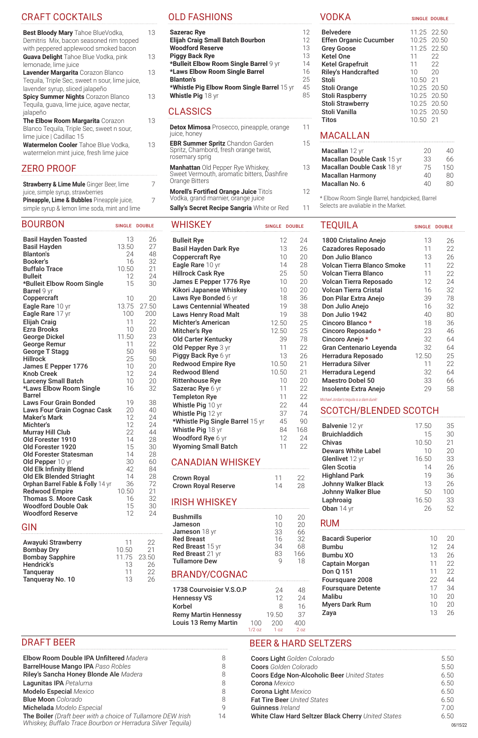## CRAFT COCKTAILS

**Best Bloody Mary** Tahoe BlueVodka, Demitris Mix, bacon seasoned rim topped with peppered applewood smoked bacon — 13

**Guava Delight** Tahoe Blue Vodka, pink lemonade, lime juice — 13

**Lavender Margarita** Corazon Blanco Tequila, Triple Sec, sweet n sour, lime juice, lavender syrup, sliced jalapeño — 13

**Spicy Summer Nights** Corazon Blanco Tequila, guava, lime juice, agave nectar, jalapeño — 13

**The Elbow Room Margarita** Corazon Blanco Tequila, Triple Sec, sweet n sour, lime juice | Cadillac 15 — 13

**Watermelon Cooler** Tahoe Blue Vodka, watermelon mint juice, fresh lime juice — 13

## ZERO PROOF

**Strawberry & Lime Mule** Ginger Beer, lime juice, simple syrup, strawberries — 7

**Pineapple, Lime & Bubbles** Pineapple juice, simple syrup & lemon lime soda, mint and lime — 7

## OLD FASHIONS

| | |
|---|---|
| **Sazerac Rye** | 12 |
| **Elijah Craig Small Batch Bourbon** | 12 |
| **Woodford Reserve** | 13 |
| **Piggy Back Rye** | 13 |
| **\*Bulleit Elbow Room Single Barrel** 9 yr | 14 |
| **\*Laws Elbow Room Single Barrel** | 16 |
| **Blanton's** | 25 |
| **\*Whistle Pig Elbow Room Single Barrel** 15 yr | 45 |
| **Whistle Pig** 18 yr | 85 |

## CLASSICS

**Detox Mimosa** Prosecco, pineapple, orange juice, honey — 11

**EBR Summer Spritz** Chandon Garden Spritz, Chambord, fresh orange twist, rosemary sprig — 15

**Manhattan** Old Pepper Rye Whiskey, Sweet Vermouth, aromatic bitters, Dashfire Orange Bitters — 13

**Morell's Fortified Orange Juice** Tito's Vodka, grand marnier, orange juice — 12

**Sally's Secret Recipe Sangria** White or Red — 11

## VODKA

| | SINGLE | DOUBLE |
|---|---|---|
| **Belvedere** | 11.25 | 22.50 |
| **Effen Organic Cucumber** | 10.25 | 20.50 |
| **Grey Goose** | 11.25 | 22.50 |
| **Ketel One** | 11 | 22 |
| **Ketel Grapefruit** | 11 | 22 |
| **Riley's Handcrafted** | 10 | 20 |
| **Stoli** | 10.50 | 21 |
| **Stoli Orange** | 10.25 | 20.50 |
| **Stoli Raspberry** | 10.25 | 20.50 |
| **Stoli Strawberry** | 10.25 | 20.50 |
| **Stoli Vanilla** | 10.25 | 20.50 |
| **Titos** | 10.50 | 21 |

## MACALLAN

| | | |
|---|---|---|
| **Macallan** 12 yr | 20 | 40 |
| **Macallan Double Cask** 15 yr | 33 | 66 |
| **Macallan Double Cask** 18 yr | 75 | 150 |
| **Macallan Harmony** | 40 | 80 |
| **Macallan No. 6** | 40 | 80 |

\* Elbow Room Single Barrel, handpicked, Barrel Selects are avaliable in the Market.

## BOURBON

| | SINGLE | DOUBLE |
|---|---|---|
| **Basil Hayden Toasted** | 13 | 26 |
| **Basil Hayden** | 13.50 | 27 |
| **Blanton's** | 24 | 48 |
| **Booker's** | 16 | 32 |
| **Buffalo Trace** | 10.50 | 21 |
| **Bulleit** | 12 | 24 |
| **\*Bulleit Elbow Room Single Barrel** 9 yr | 15 | 30 |
| **Coppercraft** | 10 | 20 |
| **Eagle Rare** 10 yr | 13.75 | 27.50 |
| **Eagle Rare** 17 yr | 100 | 200 |
| **Elijah Craig** | 11 | 22 |
| **Ezra Brooks** | 10 | 20 |
| **George Dickel** | 11.50 | 23 |
| **George Remur** | 11 | 22 |
| **George T Stagg** | 50 | 98 |
| **Hillrock** | 25 | 50 |
| **James E Pepper 1776** | 10 | 20 |
| **Knob Creek** | 12 | 24 |
| **Larceny Small Batch** | 10 | 20 |
| **\*Laws Elbow Room Single Barrel** | 16 | 32 |
| **Laws Four Grain Bonded** | 19 | 38 |
| **Laws Four Grain Cognac Cask** | 20 | 40 |
| **Maker's Mark** | 12 | 24 |
| **Michter's** | 12 | 24 |
| **Murray Hill Club** | 22 | 44 |
| **Old Forester 1910** | 14 | 28 |
| **Old Forester 1920** | 15 | 30 |
| **Old Forester Statesman** | 14 | 28 |
| **Old Pepper** 10 yr | 30 | 60 |
| **Old Elk Infinity Blend** | 42 | 84 |
| **Old Elk Blended Striaght** | 14 | 28 |
| **Orphan Barrel Fable & Folly** 14 yr | 36 | 72 |
| **Redwood Empire** | 10.50 | 21 |
| **Thomas S. Moore Cask** | 16 | 32 |
| **Woodford Double Oak** | 15 | 30 |
| **Woodford Reserve** | 12 | 24 |

## GIN

| | | |
|---|---|---|
| **Awayuki Strawberry** | 11 | 22 |
| **Bombay Dry** | 10.50 | 21 |
| **Bombay Sapphire** | 11.75 | 23.50 |
| **Hendrick's** | 13 | 26 |
| **Tanqueray** | 11 | 22 |
| **Tanqueray No. 10** | 13 | 26 |

## WHISKEY

| | SINGLE | DOUBLE |
|---|---|---|
| **Bulleit Rye** | 12 | 24 |
| **Basil Hayden Dark Rye** | 13 | 26 |
| **Coppercraft Rye** | 10 | 20 |
| **Eagle Rare** 10 yr | 14 | 28 |
| **Hillrock Cask Rye** | 25 | 50 |
| **James E Pepper 1776 Rye** | 10 | 20 |
| **Kikori Japanese Whiskey** | 10 | 20 |
| **Laws Rye Bonded** 6 yr | 18 | 36 |
| **Laws Centennial Wheated** | 19 | 38 |
| **Laws Henry Road Malt** | 19 | 38 |
| **Michter's American** | 12.50 | 25 |
| **Mitcher's Rye** | 12.50 | 25 |
| **Old Carter Kentucky** | 39 | 78 |
| **Old Pepper Rye** 3 yr | 11 | 22 |
| **Piggy Back Rye** 6 yr | 13 | 26 |
| **Redwood Empire Rye** | 10.50 | 21 |
| **Redwood Blend** | 10.50 | 21 |
| **Rittenhouse Rye** | 10 | 20 |
| **Sazerac Rye** 6 yr | 11 | 22 |
| **Templeton Rye** | 11 | 22 |
| **Whistle Pig** 10 yr | 22 | 44 |
| **Whistle Pig** 12 yr | 37 | 74 |
| **\*Whistle Pig Single Barrel** 15 yr | 45 | 90 |
| **Whistle Pig** 18 yr | 84 | 168 |
| **Woodford Rye** 6 yr | 12 | 24 |
| **Wyoming Small Batch** | 11 | 22 |

## CANADIAN WHISKEY

| | | |
|---|---|---|
| **Crown Royal** | 11 | 22 |
| **Crown Royal Reserve** | 14 | 28 |

## IRISH WHISKEY

| | | |
|---|---|---|
| **Bushmills** | 10 | 20 |
| **Jameson** | 10 | 20 |
| **Jameson** 18 yr | 33 | 66 |
| **Red Breast** | 16 | 32 |
| **Red Breast** 15 yr | 34 | 68 |
| **Red Breast** 21 yr | 83 | 166 |
| **Tullamore Dew** | 9 | 18 |

## BRANDY/COGNAC

| | 1/2 oz | 1 oz | 2 oz |
|---|---|---|---|
| **1738 Courvoisier V.S.O.P** | | 24 | 48 |
| **Hennessy VS** | | 12 | 24 |
| **Korbel** | | 8 | 16 |
| **Remy Martin Hennessy** | | 19.50 | 37 |
| **Louis 13 Remy Martin** | 100 | 200 | 400 |

## TEQUILA

| | SINGLE | DOUBLE |
|---|---|---|
| **1800 Cristalino Anejo** | 13 | 26 |
| **Cazadores Reposado** | 11 | 22 |
| **Don Julio Blanco** | 13 | 26 |
| **Volcan Tierra Blanco Smoke** | 11 | 22 |
| **Volcan Tierra Blanco** | 11 | 22 |
| **Volcan Tierra Reposado** | 12 | 24 |
| **Volcan Tierra Cristal** | 16 | 32 |
| **Don Pilar Extra Anejo** | 39 | 78 |
| **Don Julio Anejo** | 16 | 32 |
| **Don Julio 1942** | 40 | 80 |
| **Cincoro Blanco \*** | 18 | 36 |
| **Cincoro Reposado \*** | 23 | 46 |
| **Cincoro Anejo \*** | 32 | 64 |
| **Gran Centenario Leyenda** | 32 | 64 |
| **Herradura Reposado** | 12.50 | 25 |
| **Herradura Silver** | 11 | 22 |
| **Herradura Legend** | 32 | 64 |
| **Maestro Dobel 50** | 33 | 66 |
| **Insolente Extra Anejo** | 29 | 58 |

*Michael Jordan's tequila is a slam dunk!*

## SCOTCH/BLENDED SCOTCH

| | | |
|---|---|---|
| **Balvenie** 12 yr | 17.50 | 35 |
| **Bruichladdich** | 15 | 30 |
| **Chivas** | 10.50 | 21 |
| **Dewars White Label** | 10 | 20 |
| **Glenlivet** 12 yr | 16.50 | 33 |
| **Glen Scotia** | 14 | 26 |
| **Highland Park** | 19 | 36 |
| **Johnny Walker Black** | 13 | 26 |
| **Johnny Walker Blue** | 50 | 100 |
| **Laphroaig** | 16.50 | 33 |
| **Oban** 14 yr | 26 | 52 |

## RUM

| | | |
|---|---|---|
| **Bacardi Superior** | 10 | 20 |
| **Bumbu** | 12 | 24 |
| **Bumbu XO** | 13 | 26 |
| **Captain Morgan** | 11 | 22 |
| **Don Q 151** | 11 | 22 |
| **Foursquare 2008** | 22 | 44 |
| **Foursquare Detente** | 17 | 34 |
| **Malibu** | 10 | 20 |
| **Myers Dark Rum** | 10 | 20 |
| **Zaya** | 13 | 26 |

## DRAFT BEER

| | |
|---|---|
| **Elbow Room Double IPA Unfiltered** *Madera* | 8 |
| **BarrelHouse Mango IPA** *Paso Robles* | 8 |
| **Riley's Sancha Honey Blonde Ale** *Madera* | 8 |
| **Lagunitas IPA** *Petaluma* | 8 |
| **Modelo Especial** *Mexico* | 8 |
| **Blue Moon** *Colorado* | 8 |
| **Michelada** *Modelo Especial* | 9 |
| **The Boiler** *(Draft beer with a choice of Tullamore DEW Irish Whiskey, Buffalo Trace Bourbon or Herradura Silver Tequila)* | 14 |

## BEER & HARD SELTZERS

| | |
|---|---|
| **Coors Light** *Golden Colorado* | 5.50 |
| **Coors** *Golden Colorado* | 5.50 |
| **Coors Edge Non-Alcoholic Beer** *United States* | 6.50 |
| **Corona** *Mexico* | 6.50 |
| **Corona Light** *Mexico* | 6.50 |
| **Fat Tire Beer** *United States* | 6.50 |
| **Guinness** *Ireland* | 7.00 |
| **White Claw Hard Seltzer Black Cherry** *United States* | 6.50 |

06/15/22